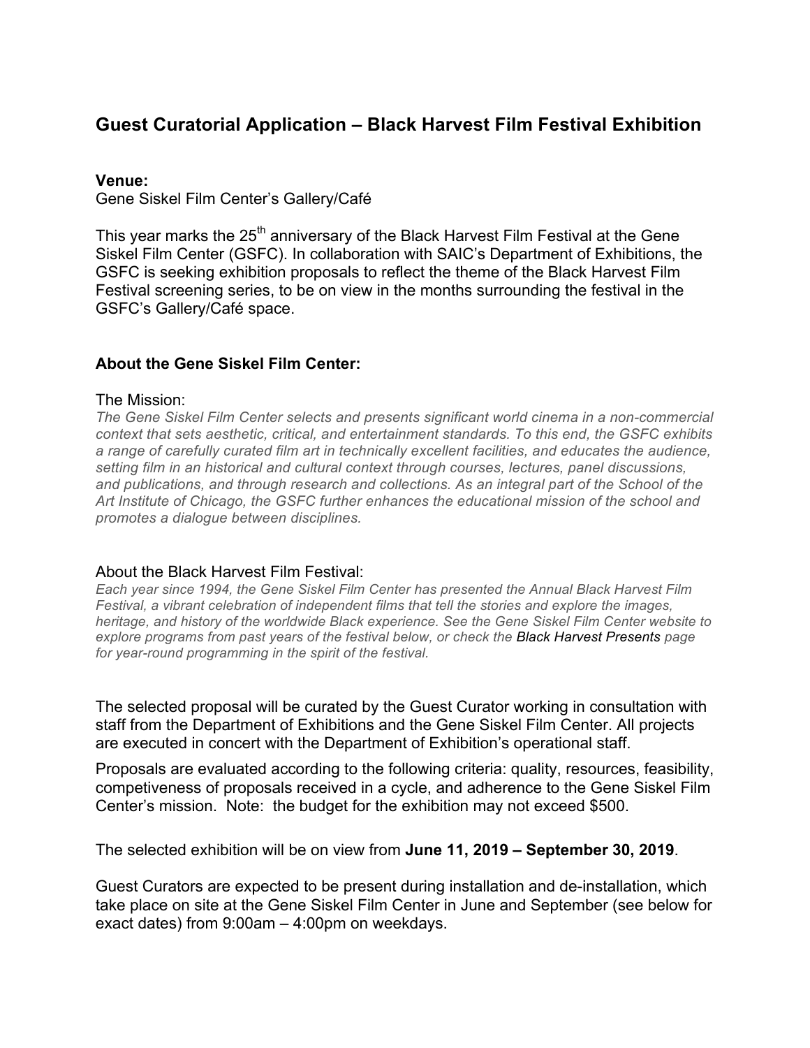# Guest Curatorial Application – Black Harvest Film Festival Exhibition

**Venue:**
Gene Siskel Film Center's Gallery/Café

This year marks the 25th anniversary of the Black Harvest Film Festival at the Gene Siskel Film Center (GSFC). In collaboration with SAIC's Department of Exhibitions, the GSFC is seeking exhibition proposals to reflect the theme of the Black Harvest Film Festival screening series, to be on view in the months surrounding the festival in the GSFC's Gallery/Café space.

## About the Gene Siskel Film Center:

The Mission:
*The Gene Siskel Film Center selects and presents significant world cinema in a non-commercial context that sets aesthetic, critical, and entertainment standards. To this end, the GSFC exhibits a range of carefully curated film art in technically excellent facilities, and educates the audience, setting film in an historical and cultural context through courses, lectures, panel discussions, and publications, and through research and collections. As an integral part of the School of the Art Institute of Chicago, the GSFC further enhances the educational mission of the school and promotes a dialogue between disciplines.*

About the Black Harvest Film Festival:
*Each year since 1994, the Gene Siskel Film Center has presented the Annual Black Harvest Film Festival, a vibrant celebration of independent films that tell the stories and explore the images, heritage, and history of the worldwide Black experience. See the Gene Siskel Film Center website to explore programs from past years of the festival below, or check the Black Harvest Presents page for year-round programming in the spirit of the festival.*

The selected proposal will be curated by the Guest Curator working in consultation with staff from the Department of Exhibitions and the Gene Siskel Film Center. All projects are executed in concert with the Department of Exhibition's operational staff.

Proposals are evaluated according to the following criteria: quality, resources, feasibility, competiveness of proposals received in a cycle, and adherence to the Gene Siskel Film Center's mission. Note: the budget for the exhibition may not exceed $500.

The selected exhibition will be on view from **June 11, 2019 – September 30, 2019**.

Guest Curators are expected to be present during installation and de-installation, which take place on site at the Gene Siskel Film Center in June and September (see below for exact dates) from 9:00am – 4:00pm on weekdays.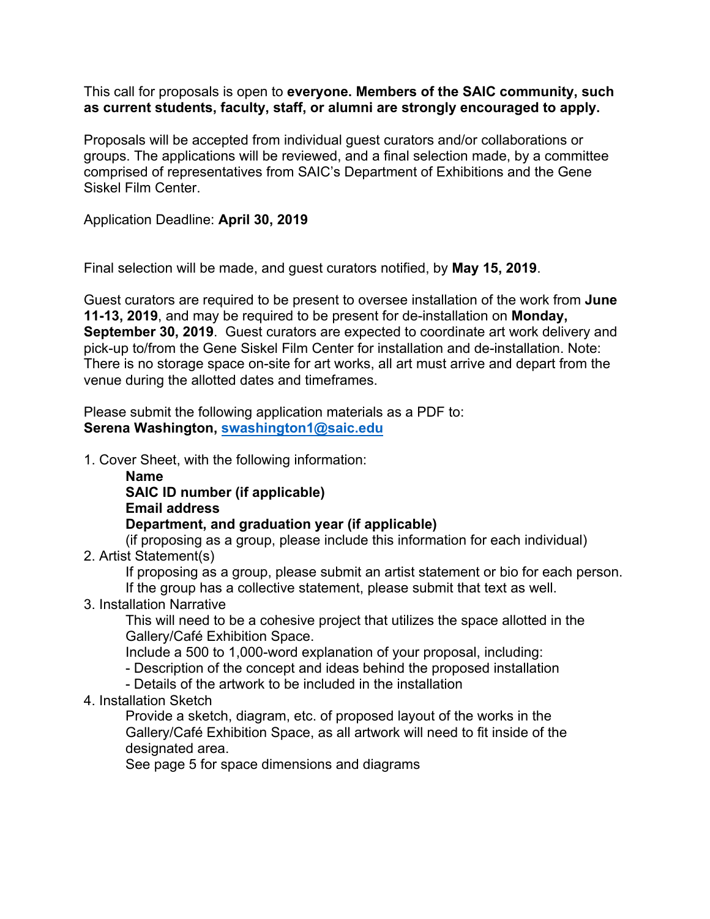This call for proposals is open to **everyone. Members of the SAIC community, such as current students, faculty, staff, or alumni are strongly encouraged to apply.**

Proposals will be accepted from individual guest curators and/or collaborations or groups. The applications will be reviewed, and a final selection made, by a committee comprised of representatives from SAIC's Department of Exhibitions and the Gene Siskel Film Center.

Application Deadline: **April 30, 2019**

Final selection will be made, and guest curators notified, by **May 15, 2019**.

Guest curators are required to be present to oversee installation of the work from **June 11-13, 2019**, and may be required to be present for de-installation on **Monday, September 30, 2019**. Guest curators are expected to coordinate art work delivery and pick-up to/from the Gene Siskel Film Center for installation and de-installation. Note: There is no storage space on-site for art works, all art must arrive and depart from the venue during the allotted dates and timeframes.

Please submit the following application materials as a PDF to:
**Serena Washington, [swashington1@saic.edu](mailto:swashington1@saic.edu)**

1. Cover Sheet, with the following information:
   - **Name**
   - **SAIC ID number (if applicable)**
   - **Email address**
   - **Department, and graduation year (if applicable)**

   (if proposing as a group, please include this information for each individual)
2. Artist Statement(s)

   If proposing as a group, please submit an artist statement or bio for each person. If the group has a collective statement, please submit that text as well.
3. Installation Narrative

   This will need to be a cohesive project that utilizes the space allotted in the Gallery/Café Exhibition Space.

   Include a 500 to 1,000-word explanation of your proposal, including:
   - Description of the concept and ideas behind the proposed installation
   - Details of the artwork to be included in the installation
4. Installation Sketch

   Provide a sketch, diagram, etc. of proposed layout of the works in the Gallery/Café Exhibition Space, as all artwork will need to fit inside of the designated area.

   See page 5 for space dimensions and diagrams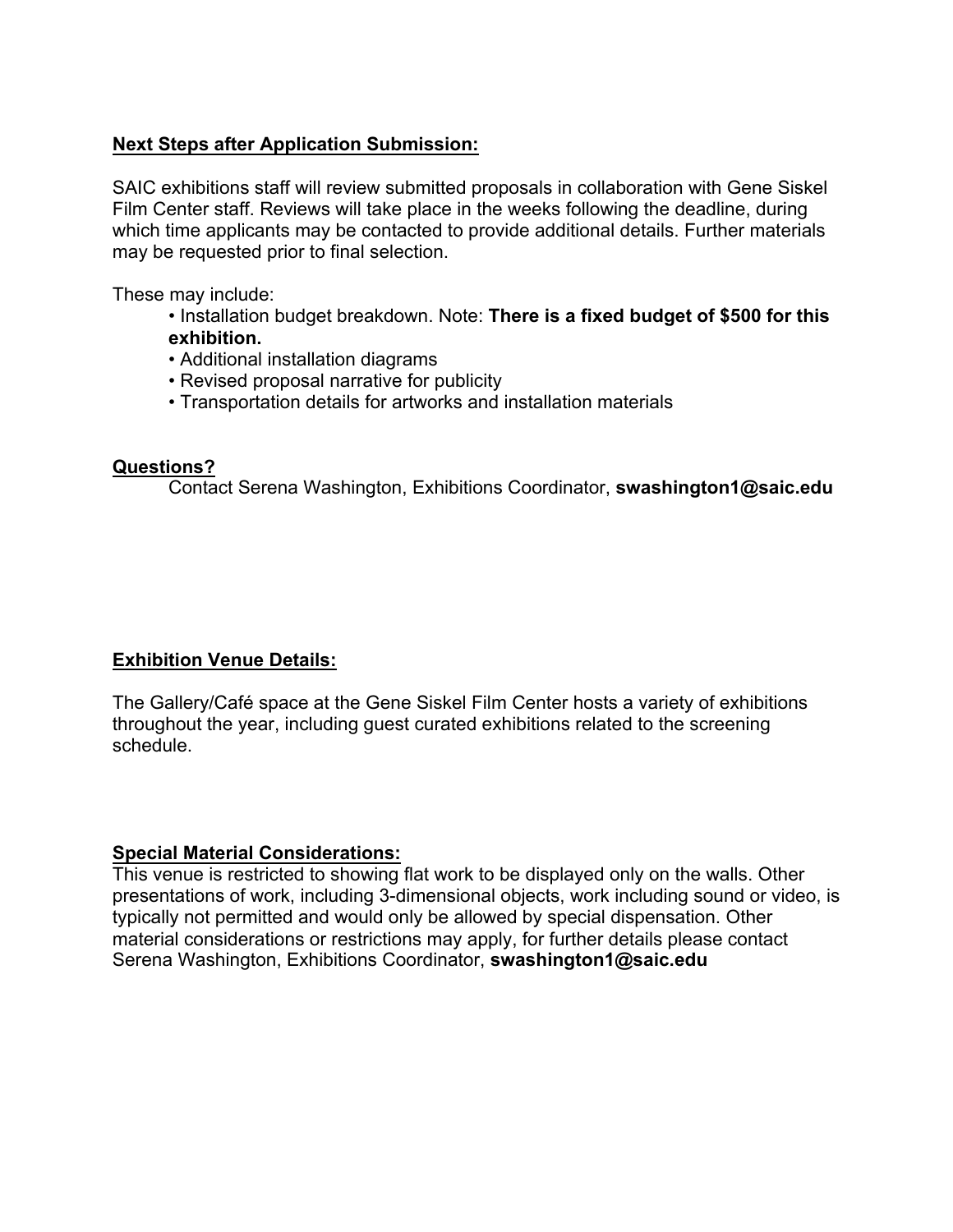## Next Steps after Application Submission:

SAIC exhibitions staff will review submitted proposals in collaboration with Gene Siskel Film Center staff. Reviews will take place in the weeks following the deadline, during which time applicants may be contacted to provide additional details. Further materials may be requested prior to final selection.

These may include:

- Installation budget breakdown. Note: **There is a fixed budget of $500 for this exhibition.**
- Additional installation diagrams
- Revised proposal narrative for publicity
- Transportation details for artworks and installation materials

## Questions?

Contact Serena Washington, Exhibitions Coordinator, **swashington1@saic.edu**

## Exhibition Venue Details:

The Gallery/Café space at the Gene Siskel Film Center hosts a variety of exhibitions throughout the year, including guest curated exhibitions related to the screening schedule.

## Special Material Considerations:

This venue is restricted to showing flat work to be displayed only on the walls. Other presentations of work, including 3-dimensional objects, work including sound or video, is typically not permitted and would only be allowed by special dispensation. Other material considerations or restrictions may apply, for further details please contact Serena Washington, Exhibitions Coordinator, **swashington1@saic.edu**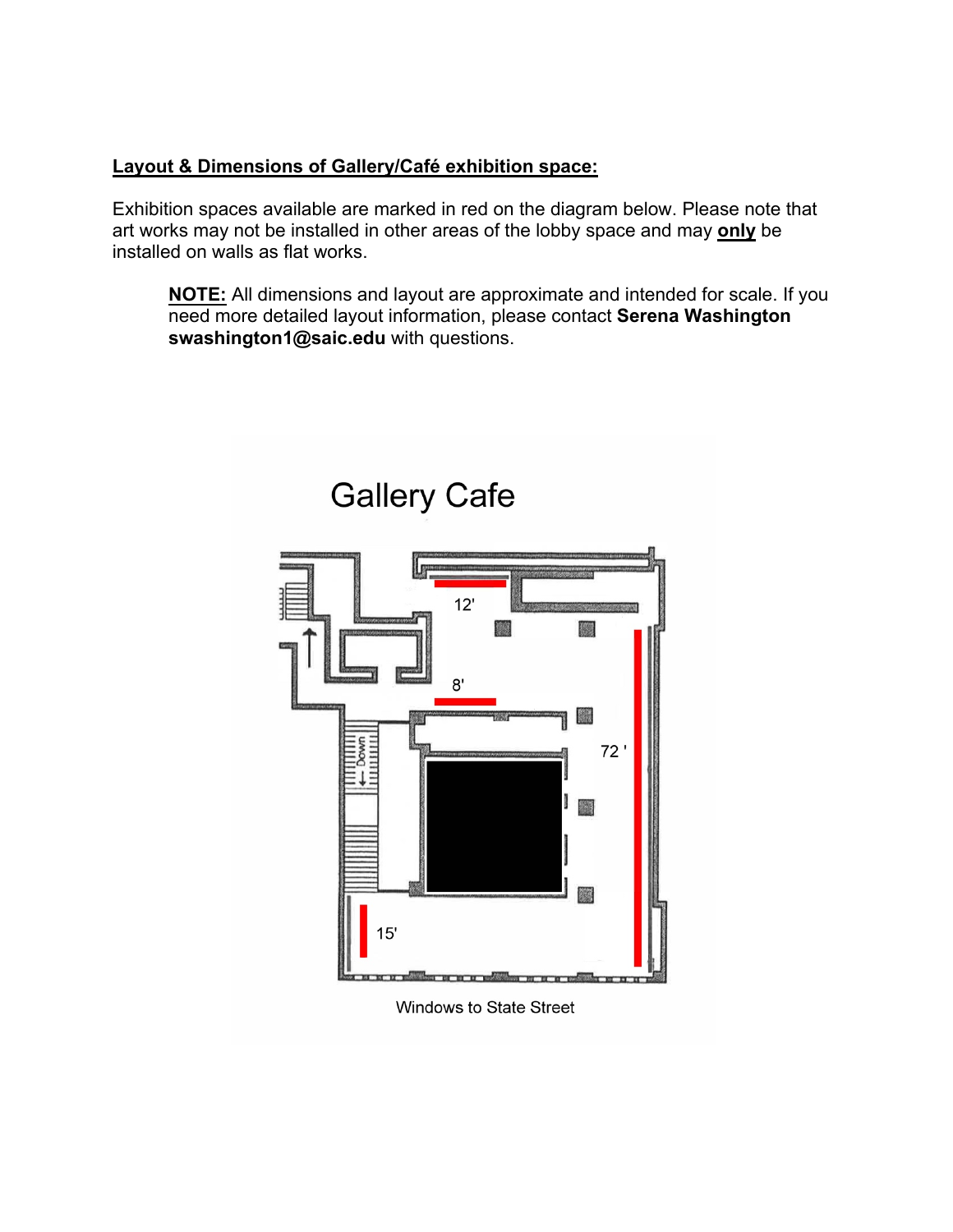**Layout & Dimensions of Gallery/Café exhibition space:**

Exhibition spaces available are marked in red on the diagram below. Please note that art works may not be installed in other areas of the lobby space and may **only** be installed on walls as flat works.

> **NOTE:** All dimensions and layout are approximate and intended for scale. If you need more detailed layout information, please contact **Serena Washington swashington1@saic.edu** with questions.

Gallery Cafe

12'

8'

72 '

Down

15'

Windows to State Street